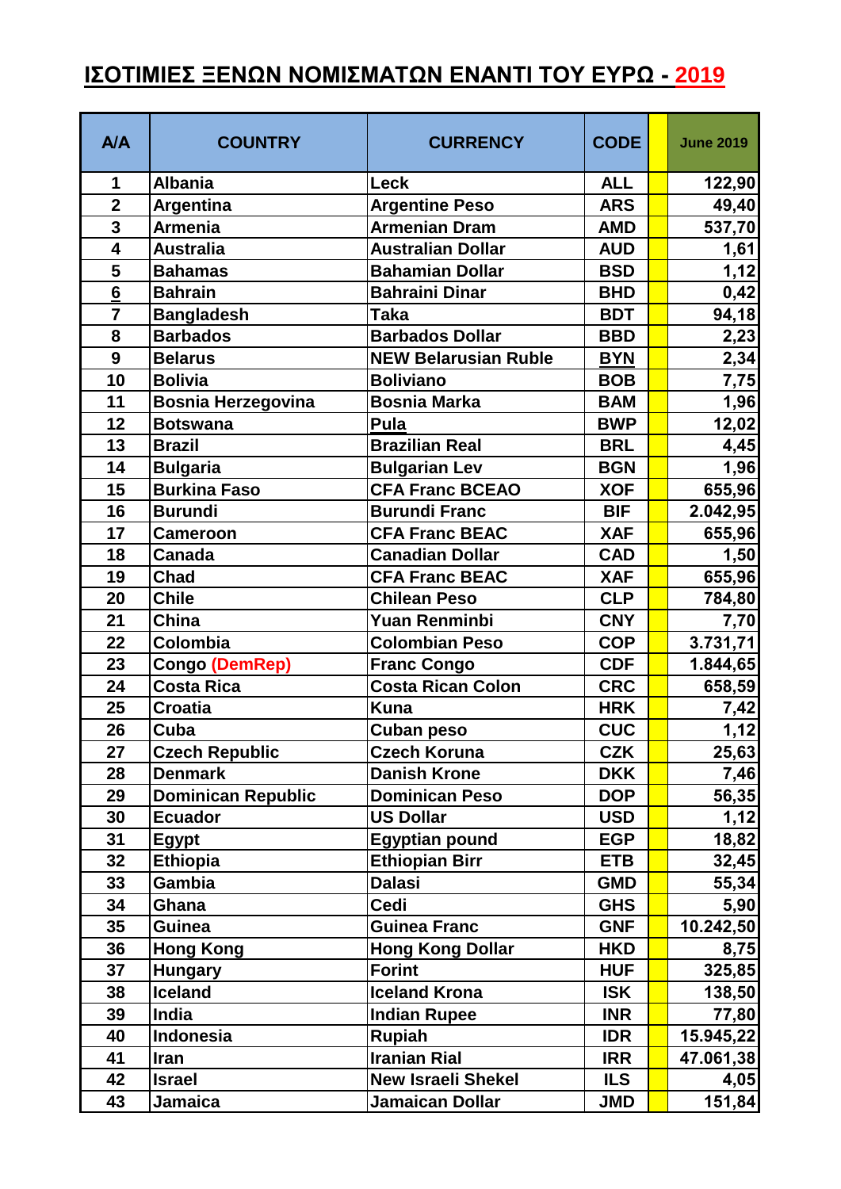# ΙΣΟΤΙΜΙΕΣ ΞΕΝΩΝ ΝΟΜΙΣΜΑΤΩΝ ΕΝΑΝΤΙ ΤΟΥ ΕΥΡΩ - 2019

| A/A | COUNTRY | CURRENCY | CODE | | June 2019 |
|---|---|---|---|---|---|
| 1 | Albania | Leck | ALL | | 122,90 |
| 2 | Argentina | Argentine Peso | ARS | | 49,40 |
| 3 | Armenia | Armenian Dram | AMD | | 537,70 |
| 4 | Australia | Australian Dollar | AUD | | 1,61 |
| 5 | Bahamas | Bahamian Dollar | BSD | | 1,12 |
| 6 | Bahrain | Bahraini Dinar | BHD | | 0,42 |
| 7 | Bangladesh | Taka | BDT | | 94,18 |
| 8 | Barbados | Barbados Dollar | BBD | | 2,23 |
| 9 | Belarus | NEW Belarusian Ruble | BYN | | 2,34 |
| 10 | Bolivia | Boliviano | BOB | | 7,75 |
| 11 | Bosnia Herzegovina | Bosnia Marka | BAM | | 1,96 |
| 12 | Botswana | Pula | BWP | | 12,02 |
| 13 | Brazil | Brazilian Real | BRL | | 4,45 |
| 14 | Bulgaria | Bulgarian Lev | BGN | | 1,96 |
| 15 | Burkina Faso | CFA Franc BCEAO | XOF | | 655,96 |
| 16 | Burundi | Burundi Franc | BIF | | 2.042,95 |
| 17 | Cameroon | CFA Franc BEAC | XAF | | 655,96 |
| 18 | Canada | Canadian Dollar | CAD | | 1,50 |
| 19 | Chad | CFA Franc BEAC | XAF | | 655,96 |
| 20 | Chile | Chilean Peso | CLP | | 784,80 |
| 21 | China | Yuan Renminbi | CNY | | 7,70 |
| 22 | Colombia | Colombian Peso | COP | | 3.731,71 |
| 23 | Congo (DemRep) | Franc Congo | CDF | | 1.844,65 |
| 24 | Costa Rica | Costa Rican Colon | CRC | | 658,59 |
| 25 | Croatia | Kuna | HRK | | 7,42 |
| 26 | Cuba | Cuban peso | CUC | | 1,12 |
| 27 | Czech Republic | Czech Koruna | CZK | | 25,63 |
| 28 | Denmark | Danish Krone | DKK | | 7,46 |
| 29 | Dominican Republic | Dominican Peso | DOP | | 56,35 |
| 30 | Ecuador | US Dollar | USD | | 1,12 |
| 31 | Egypt | Egyptian pound | EGP | | 18,82 |
| 32 | Ethiopia | Ethiopian Birr | ETB | | 32,45 |
| 33 | Gambia | Dalasi | GMD | | 55,34 |
| 34 | Ghana | Cedi | GHS | | 5,90 |
| 35 | Guinea | Guinea Franc | GNF | | 10.242,50 |
| 36 | Hong Kong | Hong Kong Dollar | HKD | | 8,75 |
| 37 | Hungary | Forint | HUF | | 325,85 |
| 38 | Iceland | Iceland Krona | ISK | | 138,50 |
| 39 | India | Indian Rupee | INR | | 77,80 |
| 40 | Indonesia | Rupiah | IDR | | 15.945,22 |
| 41 | Iran | Iranian Rial | IRR | | 47.061,38 |
| 42 | Israel | New Israeli Shekel | ILS | | 4,05 |
| 43 | Jamaica | Jamaican Dollar | JMD | | 151,84 |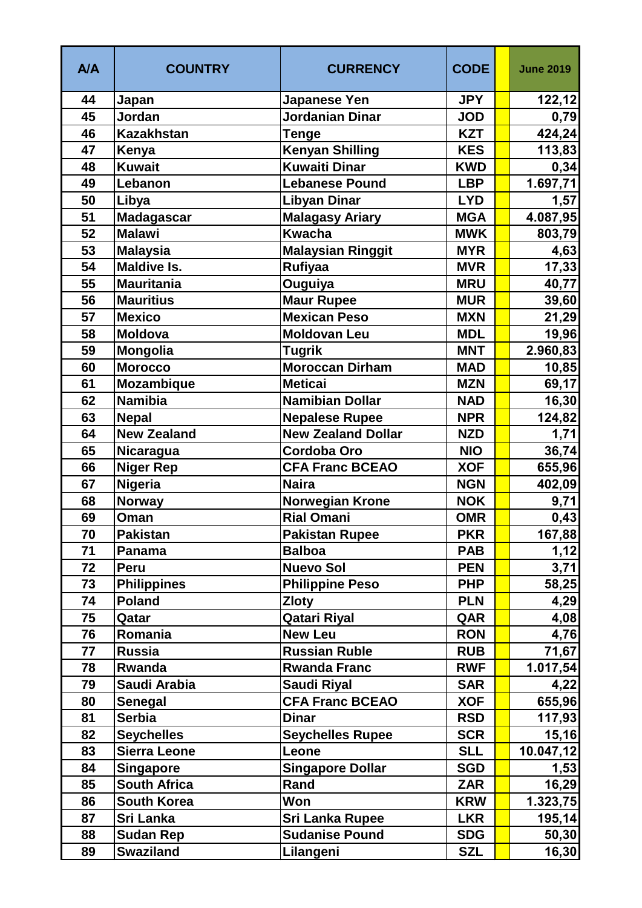| A/A | COUNTRY | CURRENCY | CODE | | June 2019 |
|---|---|---|---|---|---|
| 44 | Japan | Japanese Yen | JPY | | 122,12 |
| 45 | Jordan | Jordanian Dinar | JOD | | 0,79 |
| 46 | Kazakhstan | Tenge | KZT | | 424,24 |
| 47 | Kenya | Kenyan Shilling | KES | | 113,83 |
| 48 | Kuwait | Kuwaiti Dinar | KWD | | 0,34 |
| 49 | Lebanon | Lebanese Pound | LBP | | 1.697,71 |
| 50 | Libya | Libyan Dinar | LYD | | 1,57 |
| 51 | Madagascar | Malagasy Ariary | MGA | | 4.087,95 |
| 52 | Malawi | Kwacha | MWK | | 803,79 |
| 53 | Malaysia | Malaysian Ringgit | MYR | | 4,63 |
| 54 | Maldive Is. | Rufiyaa | MVR | | 17,33 |
| 55 | Mauritania | Ouguiya | MRU | | 40,77 |
| 56 | Mauritius | Maur Rupee | MUR | | 39,60 |
| 57 | Mexico | Mexican Peso | MXN | | 21,29 |
| 58 | Moldova | Moldovan Leu | MDL | | 19,96 |
| 59 | Mongolia | Tugrik | MNT | | 2.960,83 |
| 60 | Morocco | Moroccan Dirham | MAD | | 10,85 |
| 61 | Mozambique | Meticai | MZN | | 69,17 |
| 62 | Namibia | Namibian Dollar | NAD | | 16,30 |
| 63 | Nepal | Nepalese Rupee | NPR | | 124,82 |
| 64 | New Zealand | New Zealand Dollar | NZD | | 1,71 |
| 65 | Nicaragua | Cordoba Oro | NIO | | 36,74 |
| 66 | Niger Rep | CFA Franc BCEAO | XOF | | 655,96 |
| 67 | Nigeria | Naira | NGN | | 402,09 |
| 68 | Norway | Norwegian Krone | NOK | | 9,71 |
| 69 | Oman | Rial Omani | OMR | | 0,43 |
| 70 | Pakistan | Pakistan Rupee | PKR | | 167,88 |
| 71 | Panama | Balboa | PAB | | 1,12 |
| 72 | Peru | Nuevo Sol | PEN | | 3,71 |
| 73 | Philippines | Philippine Peso | PHP | | 58,25 |
| 74 | Poland | Zloty | PLN | | 4,29 |
| 75 | Qatar | Qatari Riyal | QAR | | 4,08 |
| 76 | Romania | New Leu | RON | | 4,76 |
| 77 | Russia | Russian Ruble | RUB | | 71,67 |
| 78 | Rwanda | Rwanda Franc | RWF | | 1.017,54 |
| 79 | Saudi Arabia | Saudi Riyal | SAR | | 4,22 |
| 80 | Senegal | CFA Franc BCEAO | XOF | | 655,96 |
| 81 | Serbia | Dinar | RSD | | 117,93 |
| 82 | Seychelles | Seychelles Rupee | SCR | | 15,16 |
| 83 | Sierra Leone | Leone | SLL | | 10.047,12 |
| 84 | Singapore | Singapore Dollar | SGD | | 1,53 |
| 85 | South Africa | Rand | ZAR | | 16,29 |
| 86 | South Korea | Won | KRW | | 1.323,75 |
| 87 | Sri Lanka | Sri Lanka Rupee | LKR | | 195,14 |
| 88 | Sudan Rep | Sudanise Pound | SDG | | 50,30 |
| 89 | Swaziland | Lilangeni | SZL | | 16,30 |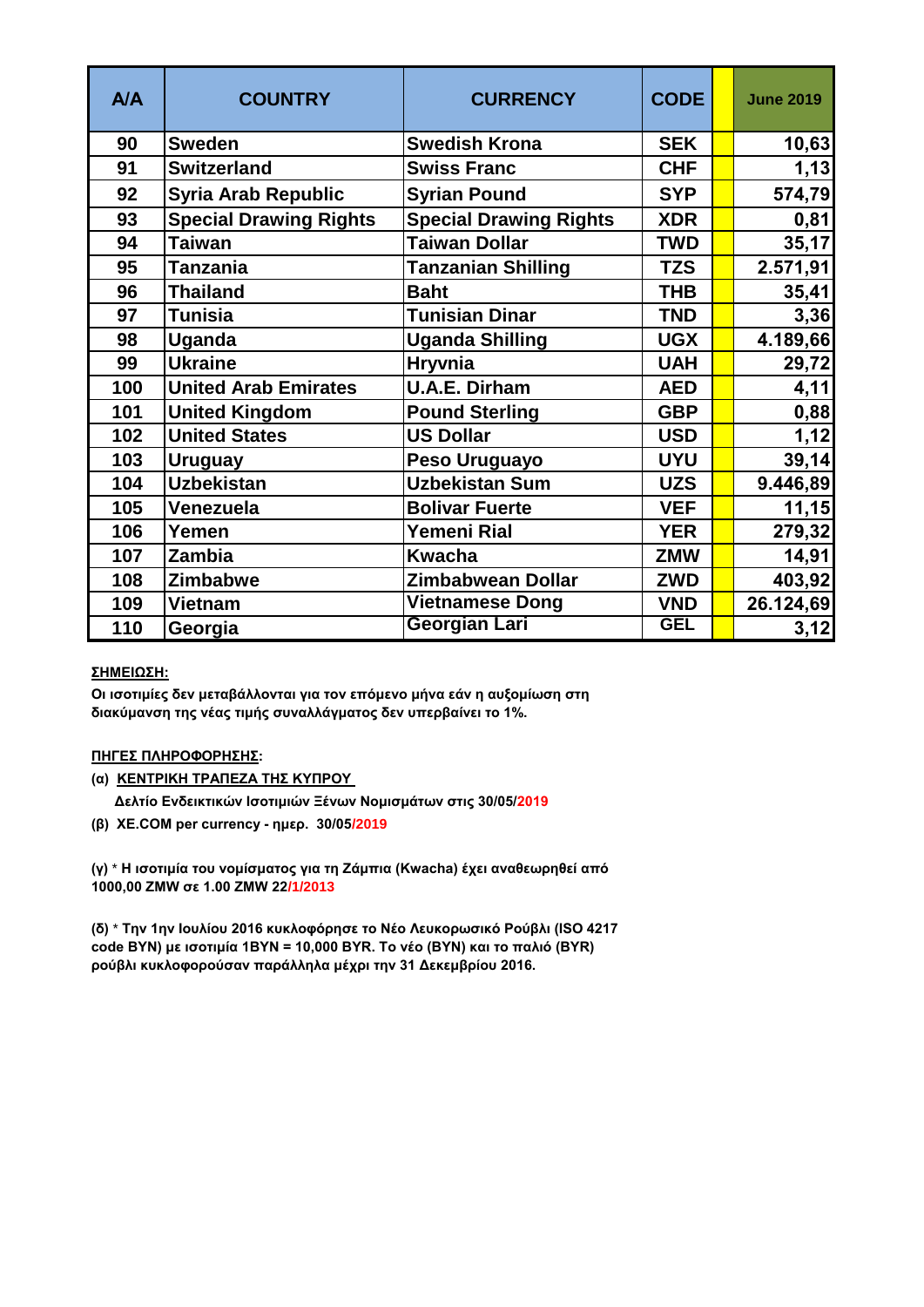| A/A | COUNTRY | CURRENCY | CODE | | June 2019 |
|---|---|---|---|---|---|
| 90 | Sweden | Swedish Krona | SEK | | 10,63 |
| 91 | Switzerland | Swiss Franc | CHF | | 1,13 |
| 92 | Syria Arab Republic | Syrian Pound | SYP | | 574,79 |
| 93 | Special Drawing Rights | Special Drawing Rights | XDR | | 0,81 |
| 94 | Taiwan | Taiwan Dollar | TWD | | 35,17 |
| 95 | Tanzania | Tanzanian Shilling | TZS | | 2.571,91 |
| 96 | Thailand | Baht | THB | | 35,41 |
| 97 | Tunisia | Tunisian Dinar | TND | | 3,36 |
| 98 | Uganda | Uganda Shilling | UGX | | 4.189,66 |
| 99 | Ukraine | Hryvnia | UAH | | 29,72 |
| 100 | United Arab Emirates | U.A.E. Dirham | AED | | 4,11 |
| 101 | United Kingdom | Pound Sterling | GBP | | 0,88 |
| 102 | United States | US Dollar | USD | | 1,12 |
| 103 | Uruguay | Peso Uruguayo | UYU | | 39,14 |
| 104 | Uzbekistan | Uzbekistan Sum | UZS | | 9.446,89 |
| 105 | Venezuela | Bolivar Fuerte | VEF | | 11,15 |
| 106 | Yemen | Yemeni Rial | YER | | 279,32 |
| 107 | Zambia | Kwacha | ZMW | | 14,91 |
| 108 | Zimbabwe | Zimbabwean Dollar | ZWD | | 403,92 |
| 109 | Vietnam | Vietnamese Dong | VND | | 26.124,69 |
| 110 | Georgia | Georgian Lari | GEL | | 3,12 |

**ΣΗΜΕΙΩΣΗ:**

**Οι ισοτιμίες δεν μεταβάλλονται για τον επόμενο μήνα εάν η αυξομίωση στη διακύμανση της νέας τιμής συναλλάγματος δεν υπερβαίνει το 1%.**

**ΠΗΓΕΣ ΠΛΗΡΟΦΟΡΗΣΗΣ:**

**(α) ΚΕΝΤΡΙΚΗ ΤΡΑΠΕΖΑ ΤΗΣ ΚΥΠΡΟΥ**

**Δελτίο Ενδεικτικών Ισοτιμιών Ξένων Νομισμάτων στις 30/05/2019**

**(β) XE.COM per currency - ημερ. 30/05/2019**

**(γ) * Η ισοτιμία του νομίσματος για τη Ζάμπια (Kwacha) έχει αναθεωρηθεί από 1000,00 ZMW σε 1.00 ZMW 22/1/2013**

**(δ) * Την 1ην Ιουλίου 2016 κυκλοφόρησε το Νέο Λευκορωσικό Ρούβλι (ISO 4217 code BYN) με ισοτιμία 1BYN = 10,000 BYR. Το νέο (BYN) και το παλιό (BYR) ρούβλι κυκλοφορούσαν παράλληλα μέχρι την 31 Δεκεμβρίου 2016.**